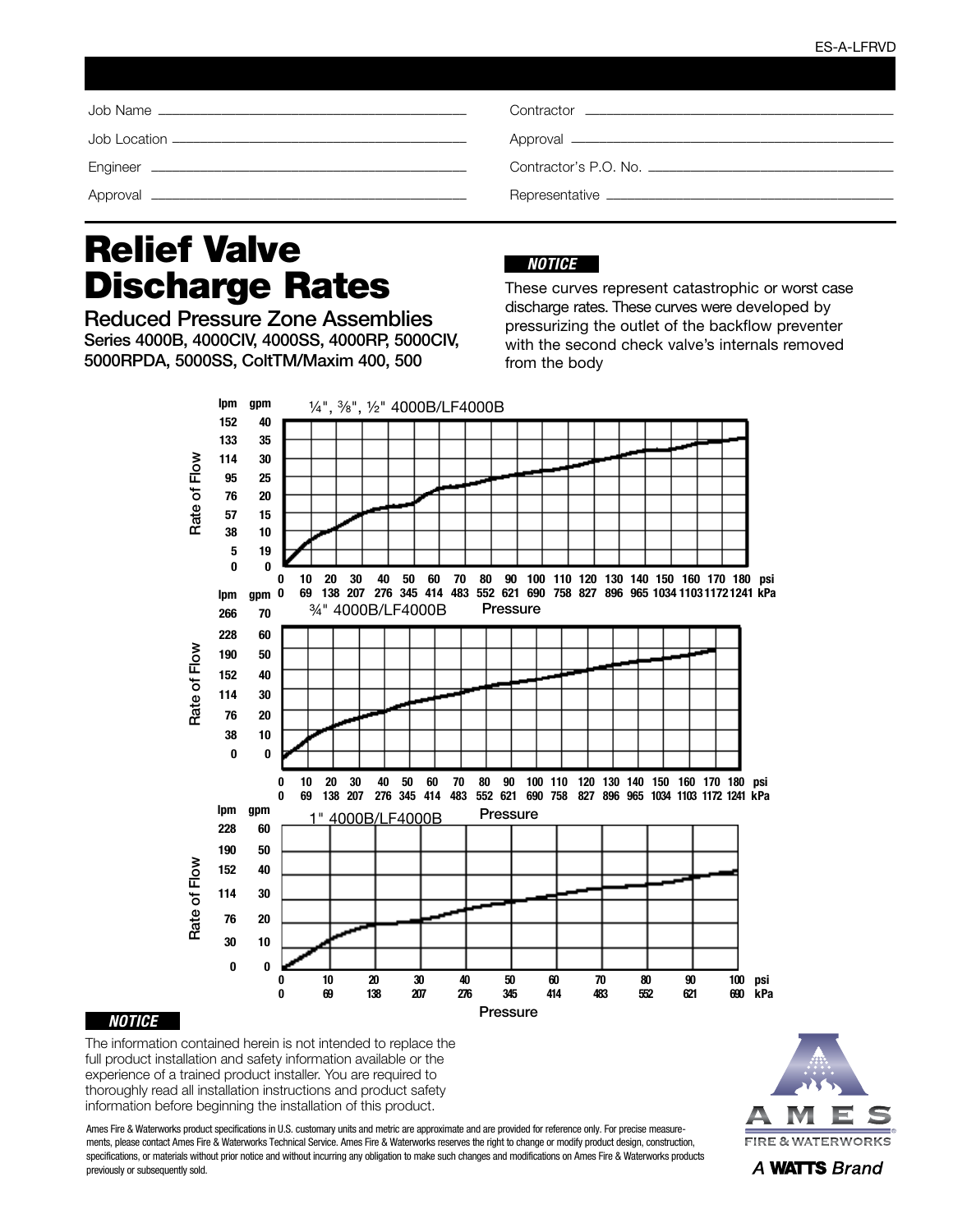ES-A-LFRVD

| | |
|---|---|
| Job Name ______________________ | Contractor ______________________ |
| Job Location ______________________ | Approval ______________________ |
| Engineer ______________________ | Contractor's P.O. No. ______________________ |
| Approval ______________________ | Representative ______________________ |

# Relief Valve Discharge Rates

## Reduced Pressure Zone Assemblies

**Series 4000B, 4000CIV, 4000SS, 4000RP, 5000CIV, 5000RPDA, 5000SS, ColtTM/Maxim 400, 500**

***NOTICE***

These curves represent catastrophic or worst case discharge rates. These curves were developed by pressurizing the outlet of the backflow preventer with the second check valve's internals removed from the body

¼", ⅜", ½" 4000B/LF4000B

Rate of Flow (lpm / gpm): 0/0, 5/19, 38/10, 57/15, 76/20, 95/25, 114/30, 133/35, 152/40

Pressure (psi / kPa): 0/0, 10/69, 20/138, 30/207, 40/276, 50/345, 60/414, 70/483, 80/552, 90/621, 100/690, 110/758, 120/827, 130/896, 140/965, 150/1034, 160/1103, 170/1172, 180/1241

¾" 4000B/LF4000B

Rate of Flow (lpm / gpm): 0/0, 38/10, 76/20, 114/30, 152/40, 190/50, 228/60, 266/70

Pressure (psi / kPa): 0/0, 10/69, 20/138, 30/207, 40/276, 50/345, 60/414, 70/483, 80/552, 90/621, 100/690, 110/758, 120/827, 130/896, 140/965, 150/1034, 160/1103, 170/1172, 180/1241

1" 4000B/LF4000B

Rate of Flow (lpm / gpm): 0/0, 30/10, 76/20, 114/30, 152/40, 190/50, 228/60

Pressure (psi / kPa): 0/0, 10/69, 20/138, 30/207, 40/276, 50/345, 60/414, 70/483, 80/552, 90/621, 100/690

***NOTICE***

The information contained herein is not intended to replace the full product installation and safety information available or the experience of a trained product installer. You are required to thoroughly read all installation instructions and product safety information before beginning the installation of this product.

Ames Fire & Waterworks product specifications in U.S. customary units and metric are approximate and are provided for reference only. For precise measurements, please contact Ames Fire & Waterworks Technical Service. Ames Fire & Waterworks reserves the right to change or modify product design, construction, specifications, or materials without prior notice and without incurring any obligation to make such changes and modifications on Ames Fire & Waterworks products previously or subsequently sold.

AMES FIRE & WATERWORKS

A WATTS Brand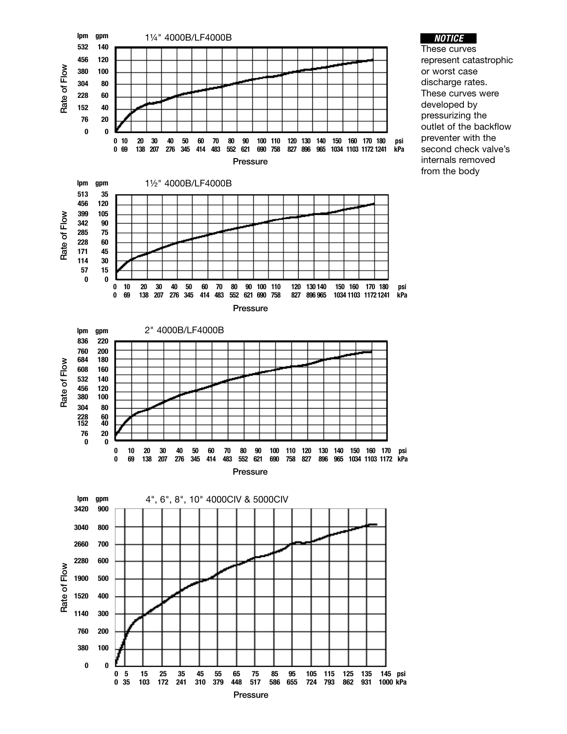## 1¼" 4000B/LF4000B

Rate of Flow (lpm / gpm) vs. Pressure (psi / kPa)

## 1½" 4000B/LF4000B

Rate of Flow (lpm / gpm) vs. Pressure (psi / kPa)

## 2" 4000B/LF4000B

Rate of Flow (lpm / gpm) vs. Pressure (psi / kPa)

## 4", 6", 8", 10" 4000CIV & 5000CIV

Rate of Flow (lpm / gpm) vs. Pressure (psi / kPa)

**NOTICE**

These curves represent catastrophic or worst case discharge rates. These curves were developed by pressurizing the outlet of the backflow preventer with the second check valve's internals removed from the body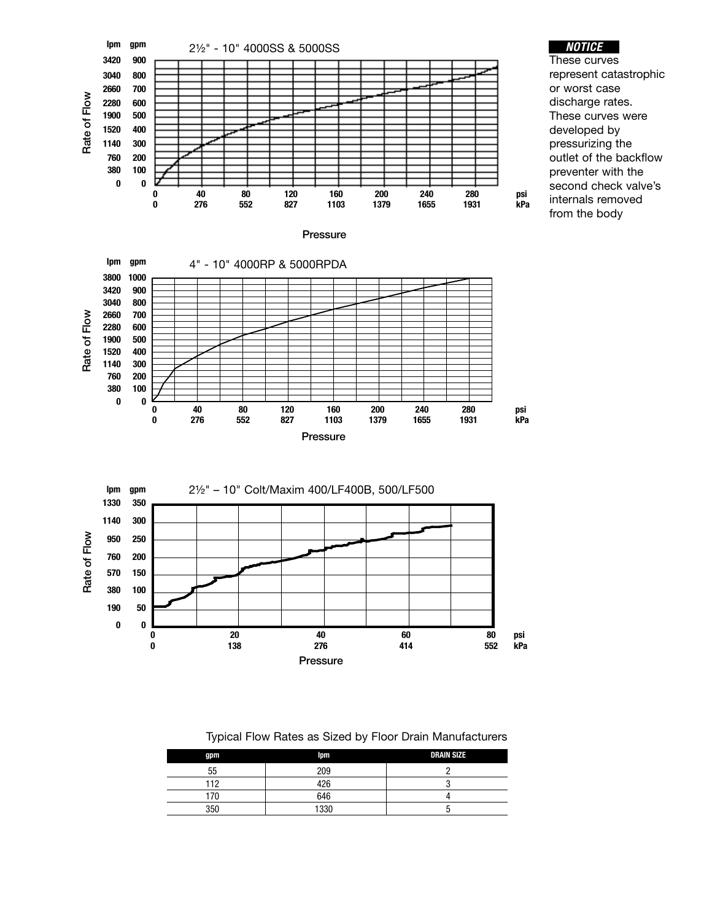**2½" - 10" 4000SS & 5000SS**

Rate of Flow (lpm / gpm) vs. Pressure (psi / kPa)

| lpm | gpm |
|---|---|
| 3420 | 900 |
| 3040 | 800 |
| 2660 | 700 |
| 2280 | 600 |
| 1900 | 500 |
| 1520 | 400 |
| 1140 | 300 |
| 760 | 200 |
| 380 | 100 |
| 0 | 0 |

| psi | 0 | 40 | 80 | 120 | 160 | 200 | 240 | 280 |
|---|---|---|---|---|---|---|---|---|
| kPa | 0 | 276 | 552 | 827 | 1103 | 1379 | 1655 | 1931 |

***NOTICE***

These curves represent catastrophic or worst case discharge rates. These curves were developed by pressurizing the outlet of the backflow preventer with the second check valve's internals removed from the body

**4" - 10" 4000RP & 5000RPDA**

Rate of Flow (lpm / gpm) vs. Pressure (psi / kPa)

| lpm | gpm |
|---|---|
| 3800 | 1000 |
| 3420 | 900 |
| 3040 | 800 |
| 2660 | 700 |
| 2280 | 600 |
| 1900 | 500 |
| 1520 | 400 |
| 1140 | 300 |
| 760 | 200 |
| 380 | 100 |
| 0 | 0 |

| psi | 0 | 40 | 80 | 120 | 160 | 200 | 240 | 280 |
|---|---|---|---|---|---|---|---|---|
| kPa | 0 | 276 | 552 | 827 | 1103 | 1379 | 1655 | 1931 |

**2½" – 10" Colt/Maxim 400/LF400B, 500/LF500**

Rate of Flow (lpm / gpm) vs. Pressure (psi / kPa)

| lpm | gpm |
|---|---|
| 1330 | 350 |
| 1140 | 300 |
| 950 | 250 |
| 760 | 200 |
| 570 | 150 |
| 380 | 100 |
| 190 | 50 |
| 0 | 0 |

| psi | 0 | 20 | 40 | 60 | 80 |
|---|---|---|---|---|---|
| kPa | 0 | 138 | 276 | 414 | 552 |

Typical Flow Rates as Sized by Floor Drain Manufacturers

| gpm | lpm | DRAIN SIZE |
|---|---|---|
| 55 | 209 | 2 |
| 112 | 426 | 3 |
| 170 | 646 | 4 |
| 350 | 1330 | 5 |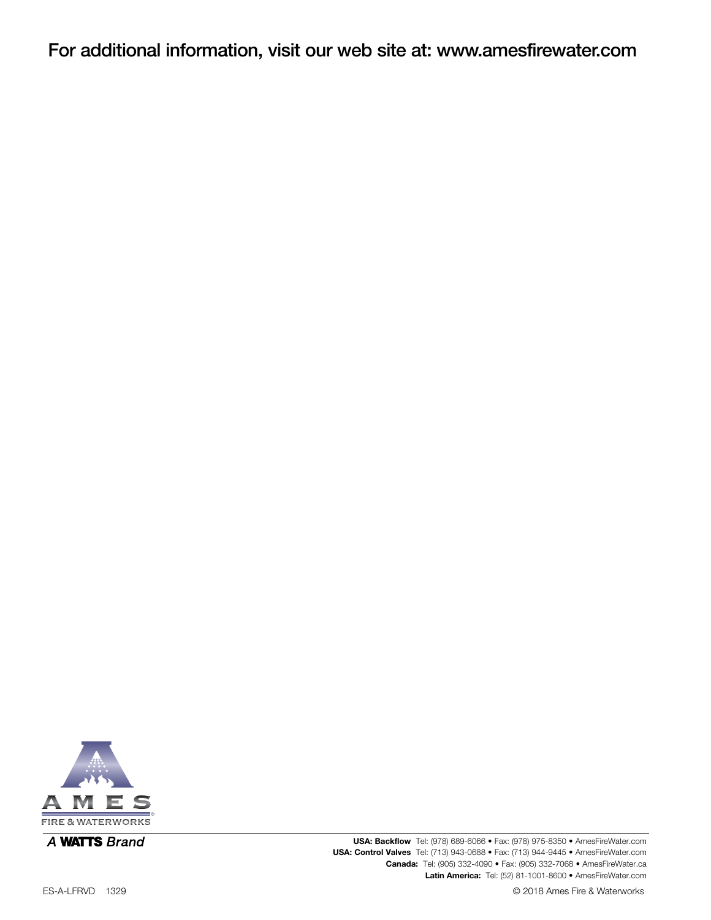For additional information, visit our web site at: www.amesfirewater.com

AMES
FIRE & WATERWORKS

*A* **WATTS** *Brand*

**USA: Backflow** Tel: (978) 689-6066 • Fax: (978) 975-8350 • AmesFireWater.com
**USA: Control Valves** Tel: (713) 943-0688 • Fax: (713) 944-9445 • AmesFireWater.com
**Canada:** Tel: (905) 332-4090 • Fax: (905) 332-7068 • AmesFireWater.ca
**Latin America:** Tel: (52) 81-1001-8600 • AmesFireWater.com

ES-A-LFRVD 1329

© 2018 Ames Fire & Waterworks